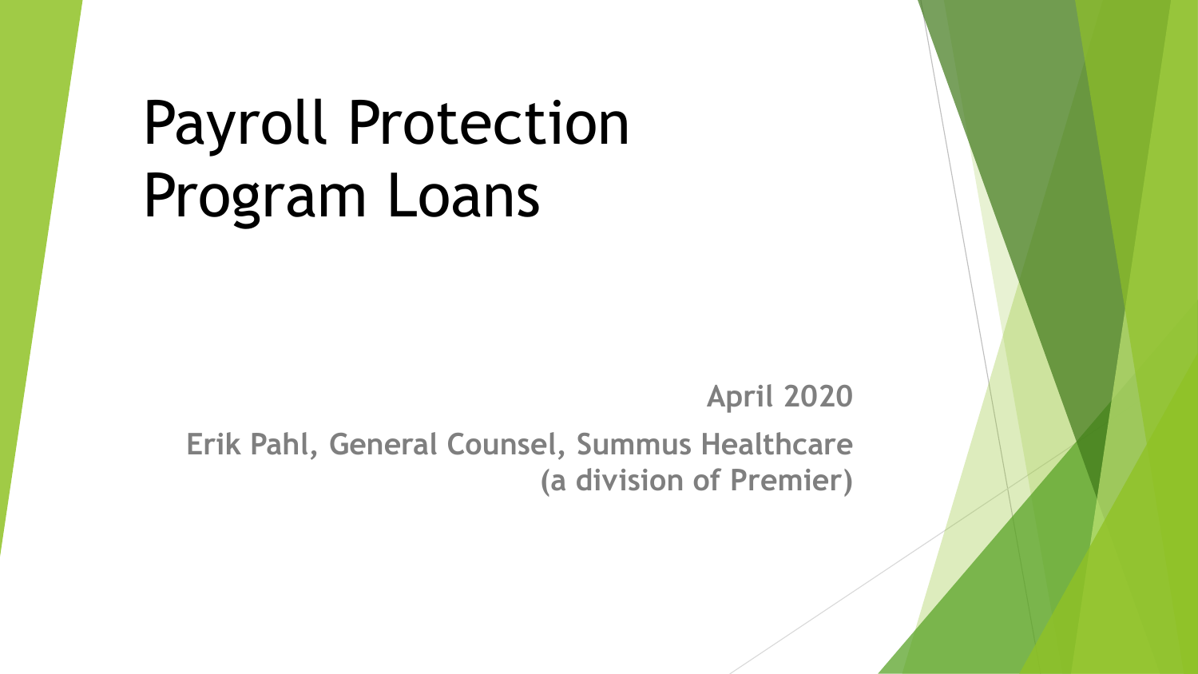# Payroll Protection Program Loans

**April 2020**

**Erik Pahl, General Counsel, Summus Healthcare (a division of Premier)**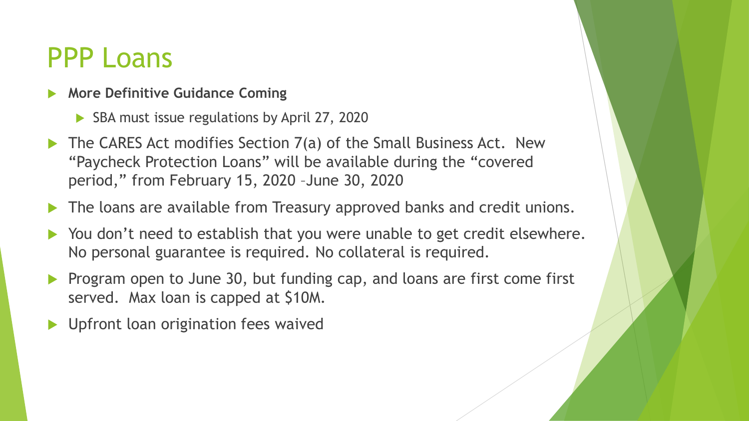# PPP Loans

- **More Definitive Guidance Coming**
  - SBA must issue regulations by April 27, 2020
- The CARES Act modifies Section 7(a) of the Small Business Act. New "Paycheck Protection Loans" will be available during the "covered period," from February 15, 2020 –June 30, 2020
- The loans are available from Treasury approved banks and credit unions.
- You don't need to establish that you were unable to get credit elsewhere. No personal guarantee is required. No collateral is required.
- Program open to June 30, but funding cap, and loans are first come first served. Max loan is capped at $10M.
- Upfront loan origination fees waived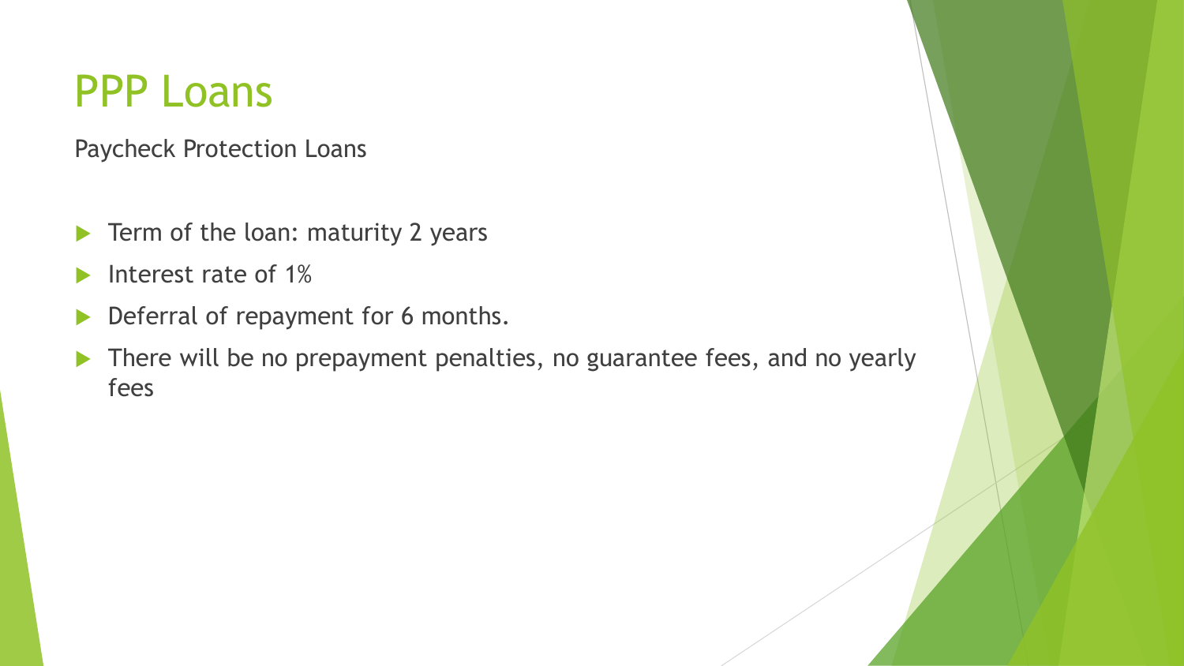# PPP Loans

Paycheck Protection Loans

- Term of the loan: maturity 2 years
- Interest rate of 1%
- Deferral of repayment for 6 months.
- There will be no prepayment penalties, no guarantee fees, and no yearly fees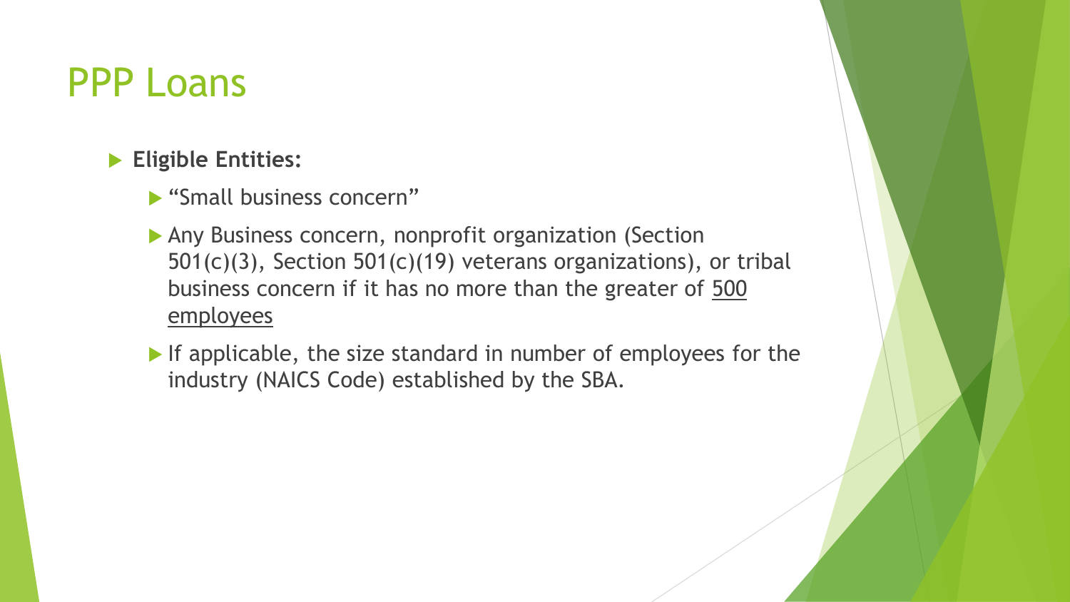# PPP Loans

- **Eligible Entities:**
  - "Small business concern"
  - Any Business concern, nonprofit organization (Section 501(c)(3), Section 501(c)(19) veterans organizations), or tribal business concern if it has no more than the greater of <u>500 employees</u>
  - If applicable, the size standard in number of employees for the industry (NAICS Code) established by the SBA.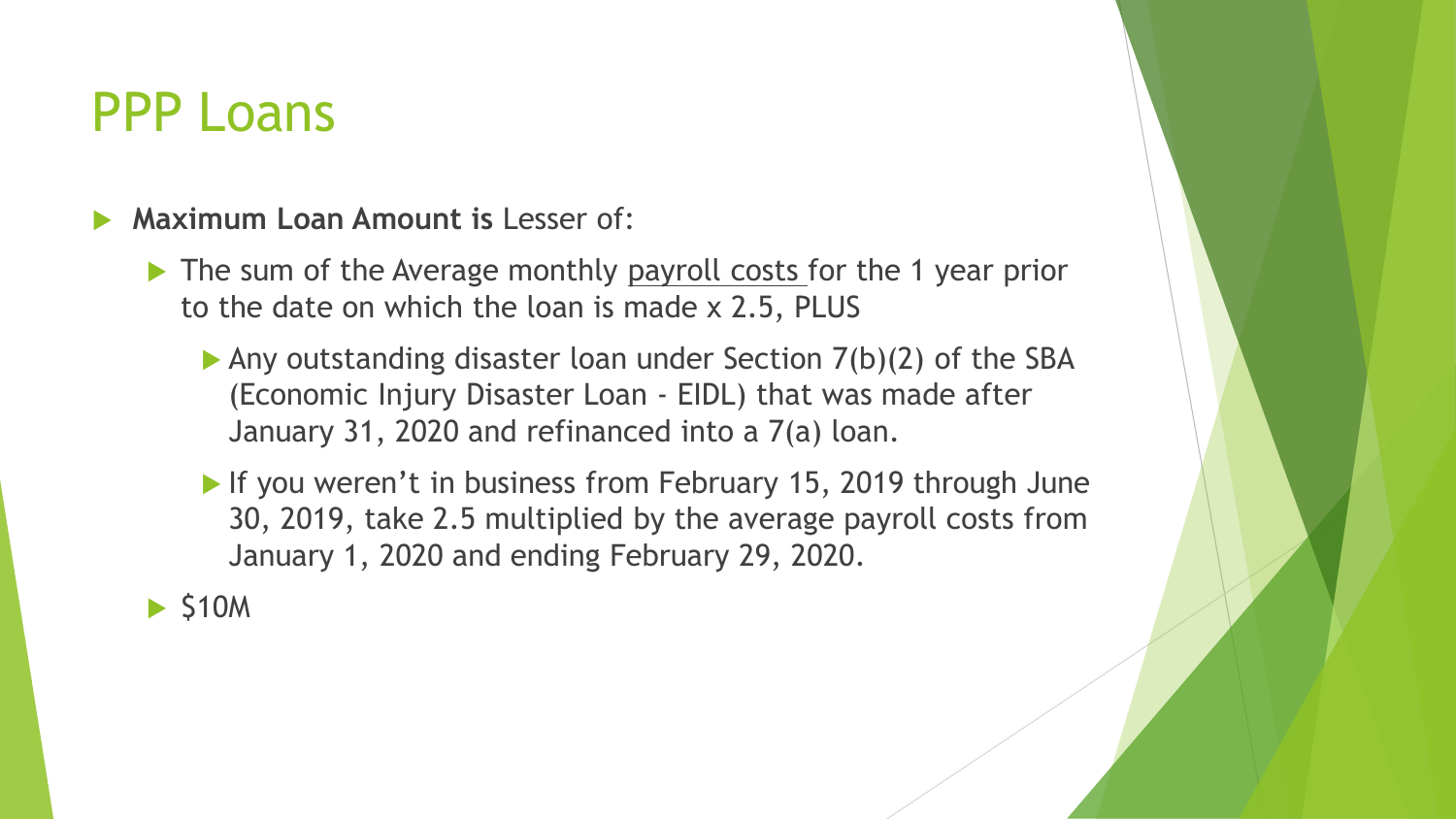# PPP Loans

- **Maximum Loan Amount is** Lesser of:
  - The sum of the Average monthly payroll costs for the 1 year prior to the date on which the loan is made x 2.5, PLUS
    - Any outstanding disaster loan under Section 7(b)(2) of the SBA (Economic Injury Disaster Loan - EIDL) that was made after January 31, 2020 and refinanced into a 7(a) loan.
    - If you weren't in business from February 15, 2019 through June 30, 2019, take 2.5 multiplied by the average payroll costs from January 1, 2020 and ending February 29, 2020.
- $10M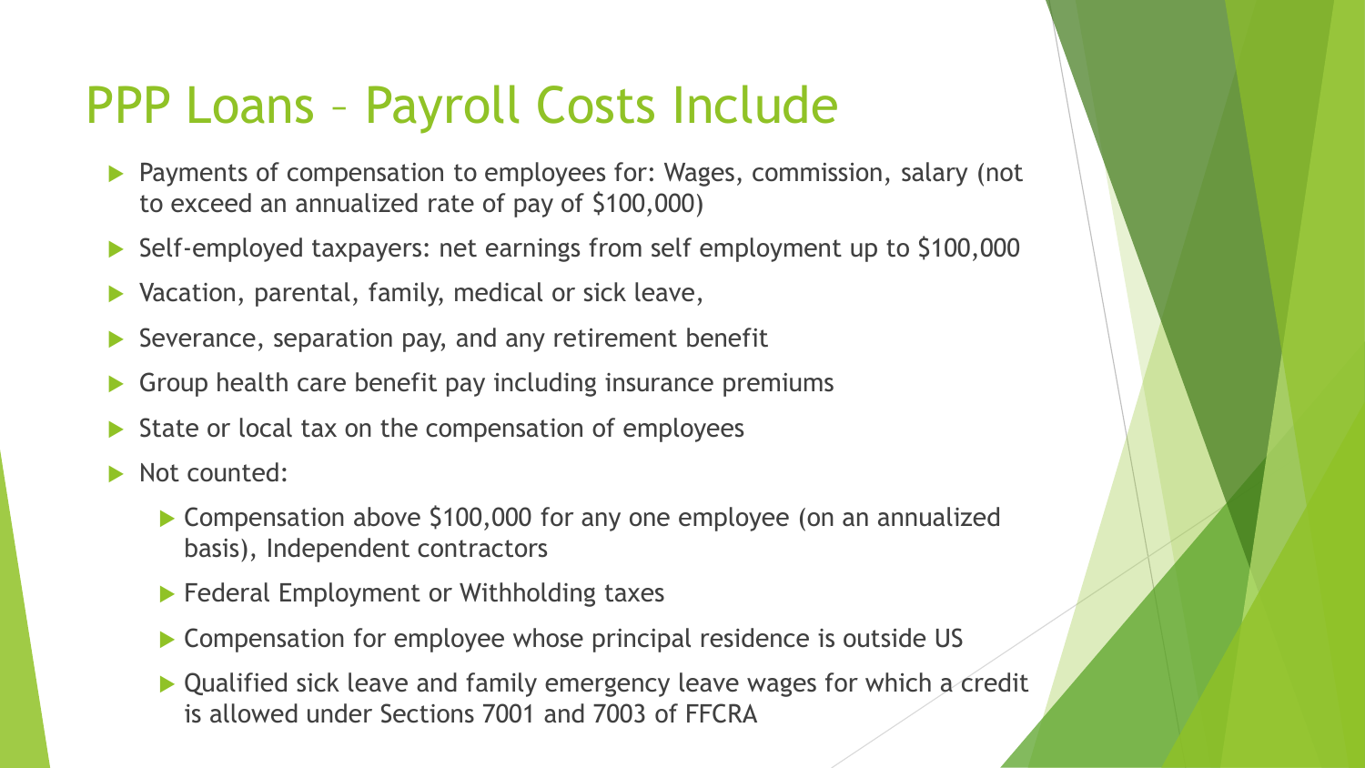# PPP Loans – Payroll Costs Include

- Payments of compensation to employees for: Wages, commission, salary (not to exceed an annualized rate of pay of $100,000)
- Self-employed taxpayers: net earnings from self employment up to $100,000
- Vacation, parental, family, medical or sick leave,
- Severance, separation pay, and any retirement benefit
- Group health care benefit pay including insurance premiums
- State or local tax on the compensation of employees
- Not counted:
  - Compensation above $100,000 for any one employee (on an annualized basis), Independent contractors
  - Federal Employment or Withholding taxes
  - Compensation for employee whose principal residence is outside US
  - Qualified sick leave and family emergency leave wages for which a credit is allowed under Sections 7001 and 7003 of FFCRA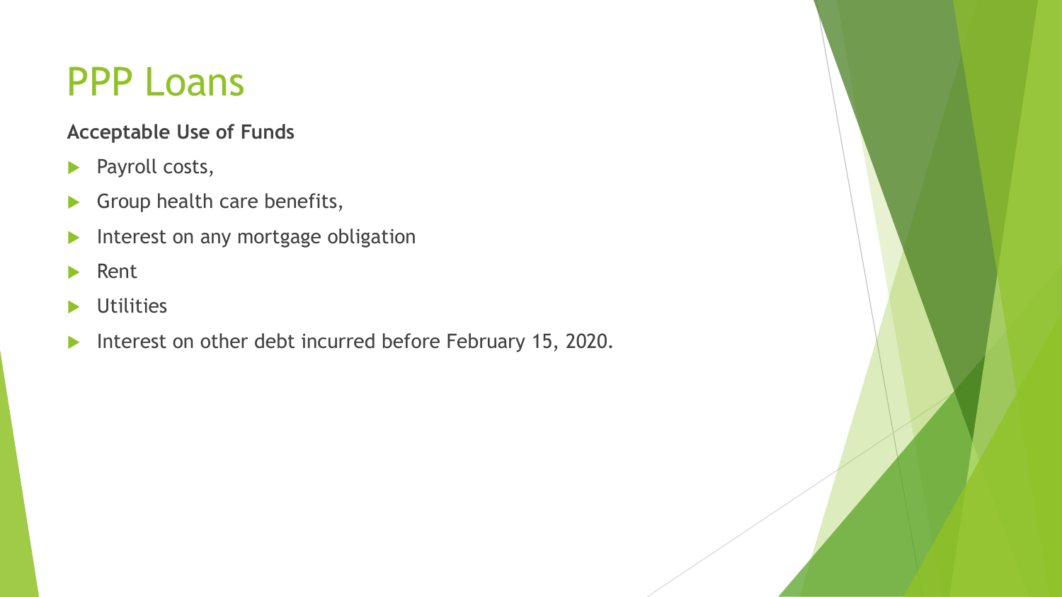# PPP Loans

**Acceptable Use of Funds**

- Payroll costs,
- Group health care benefits,
- Interest on any mortgage obligation
- Rent
- Utilities
- Interest on other debt incurred before February 15, 2020.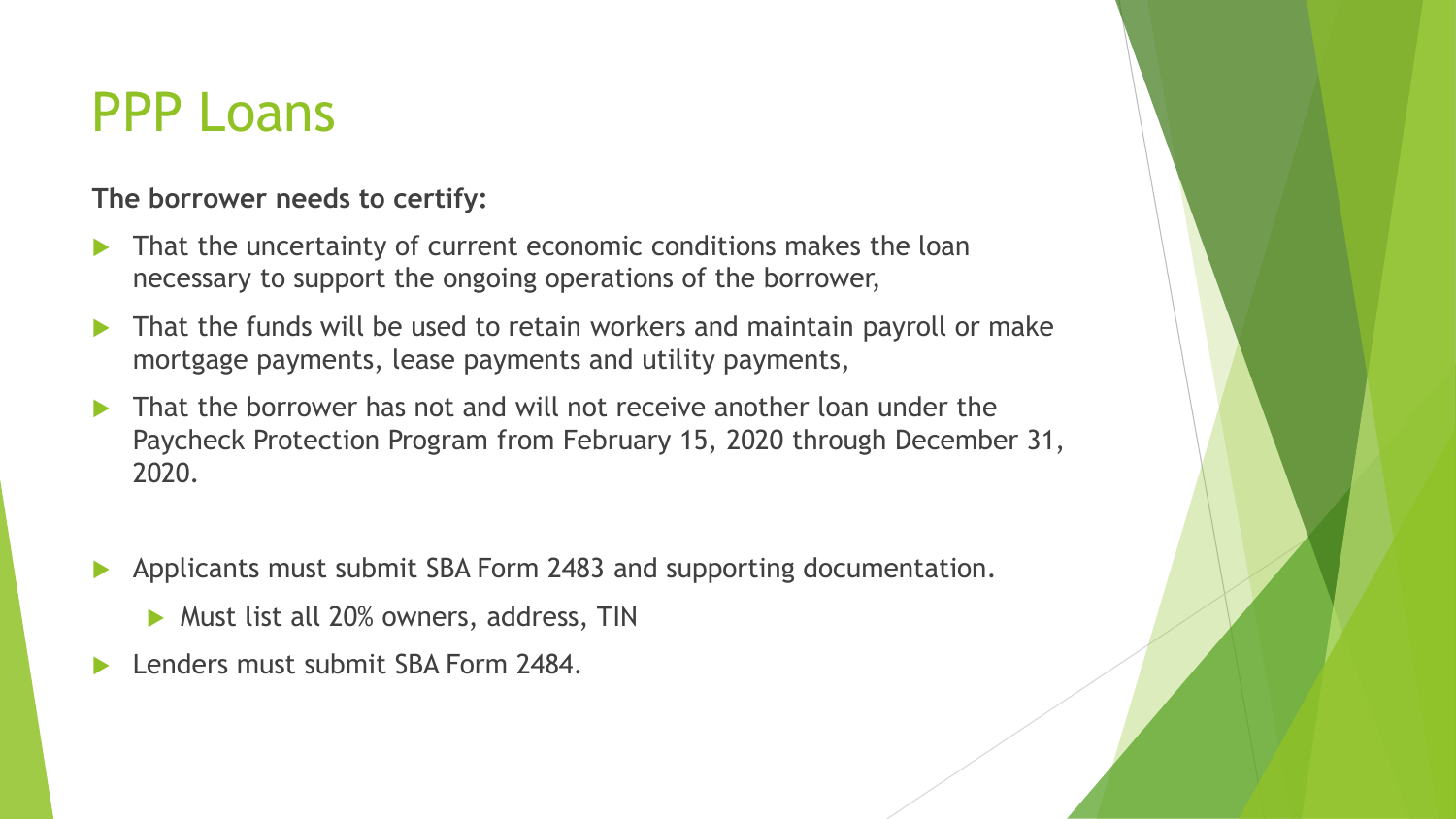# PPP Loans

**The borrower needs to certify:**

- That the uncertainty of current economic conditions makes the loan necessary to support the ongoing operations of the borrower,
- That the funds will be used to retain workers and maintain payroll or make mortgage payments, lease payments and utility payments,
- That the borrower has not and will not receive another loan under the Paycheck Protection Program from February 15, 2020 through December 31, 2020.

- Applicants must submit SBA Form 2483 and supporting documentation.
  - Must list all 20% owners, address, TIN
- Lenders must submit SBA Form 2484.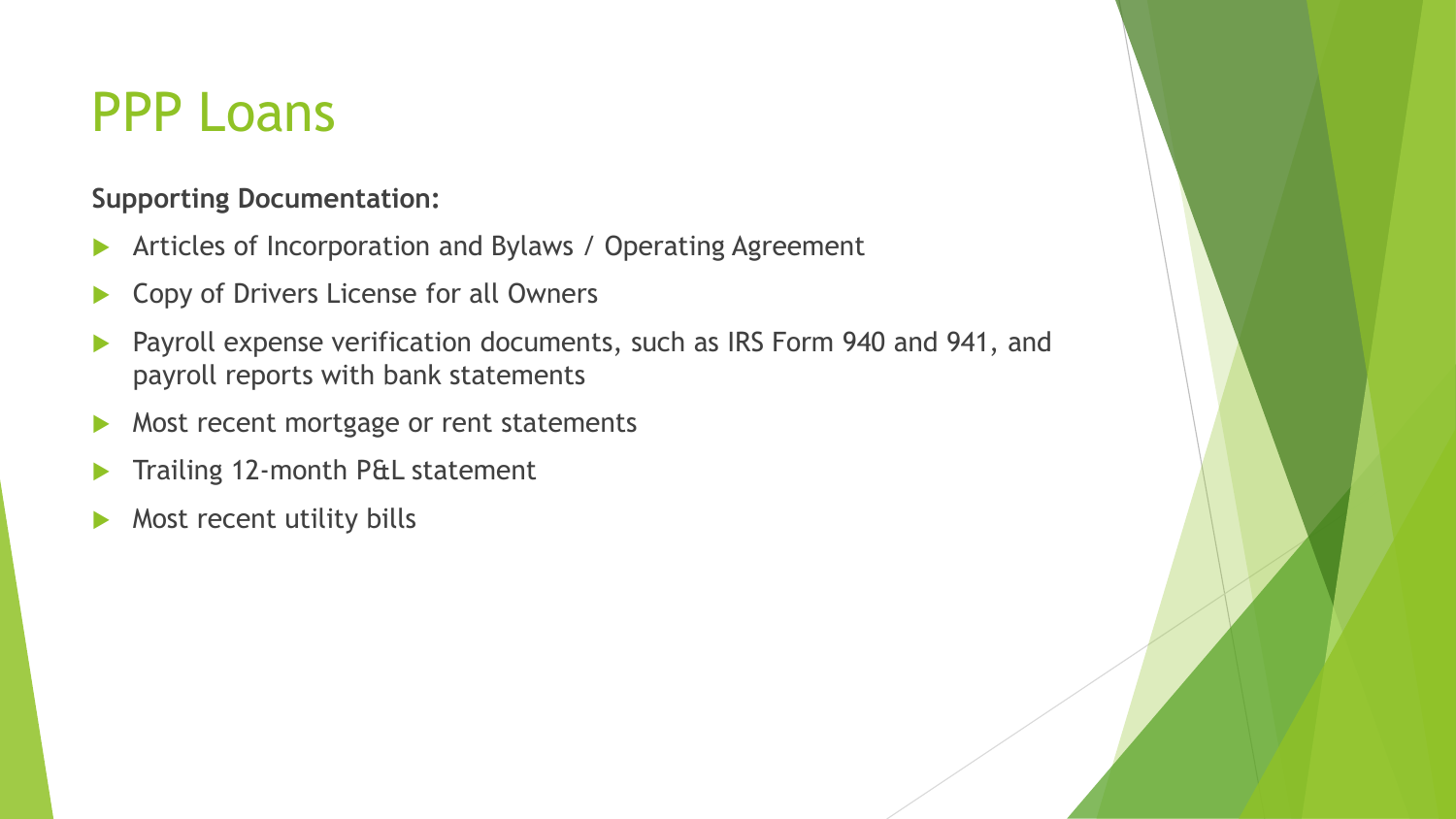# PPP Loans

**Supporting Documentation:**

- Articles of Incorporation and Bylaws / Operating Agreement
- Copy of Drivers License for all Owners
- Payroll expense verification documents, such as IRS Form 940 and 941, and payroll reports with bank statements
- Most recent mortgage or rent statements
- Trailing 12-month P&L statement
- Most recent utility bills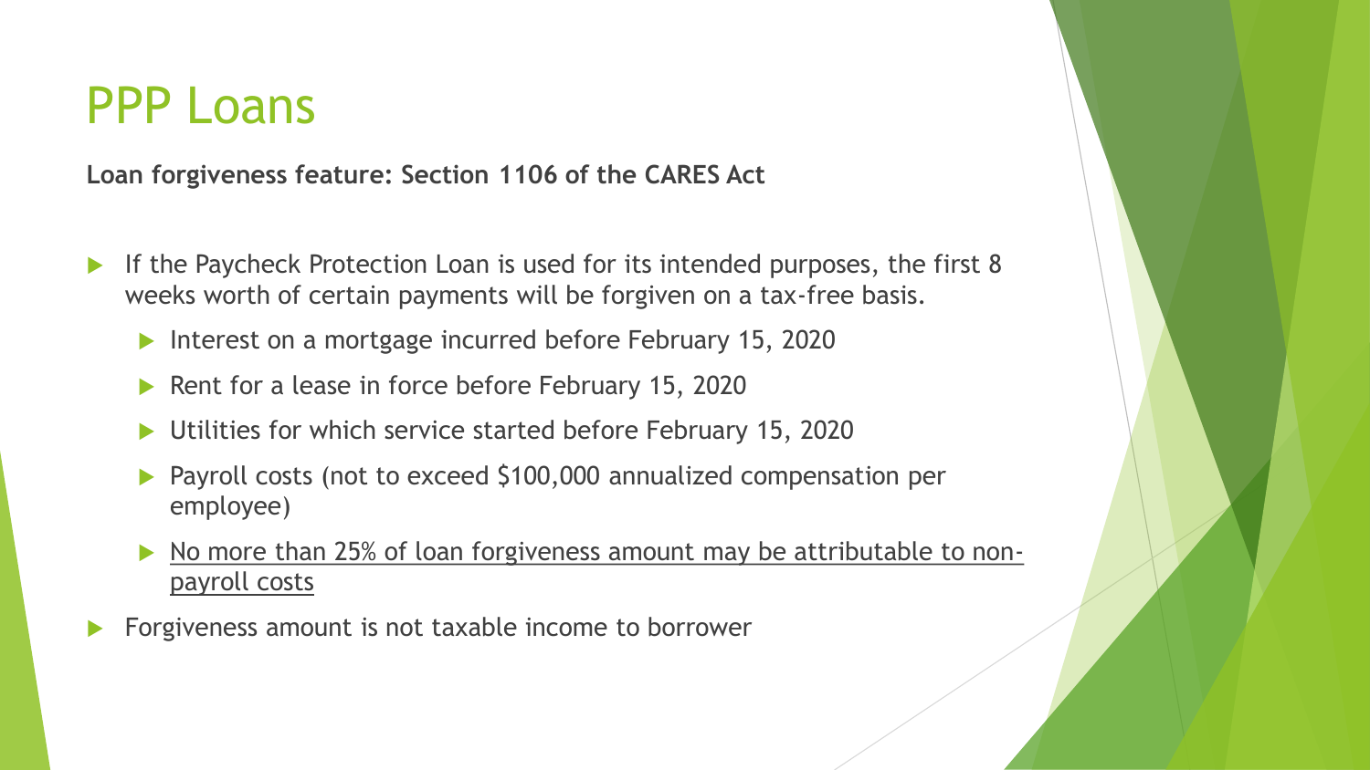# PPP Loans

**Loan forgiveness feature: Section 1106 of the CARES Act**

- If the Paycheck Protection Loan is used for its intended purposes, the first 8 weeks worth of certain payments will be forgiven on a tax-free basis.
  - Interest on a mortgage incurred before February 15, 2020
  - Rent for a lease in force before February 15, 2020
  - Utilities for which service started before February 15, 2020
  - Payroll costs (not to exceed $100,000 annualized compensation per employee)
  - <u>No more than 25% of loan forgiveness amount may be attributable to non-payroll costs</u>
- Forgiveness amount is not taxable income to borrower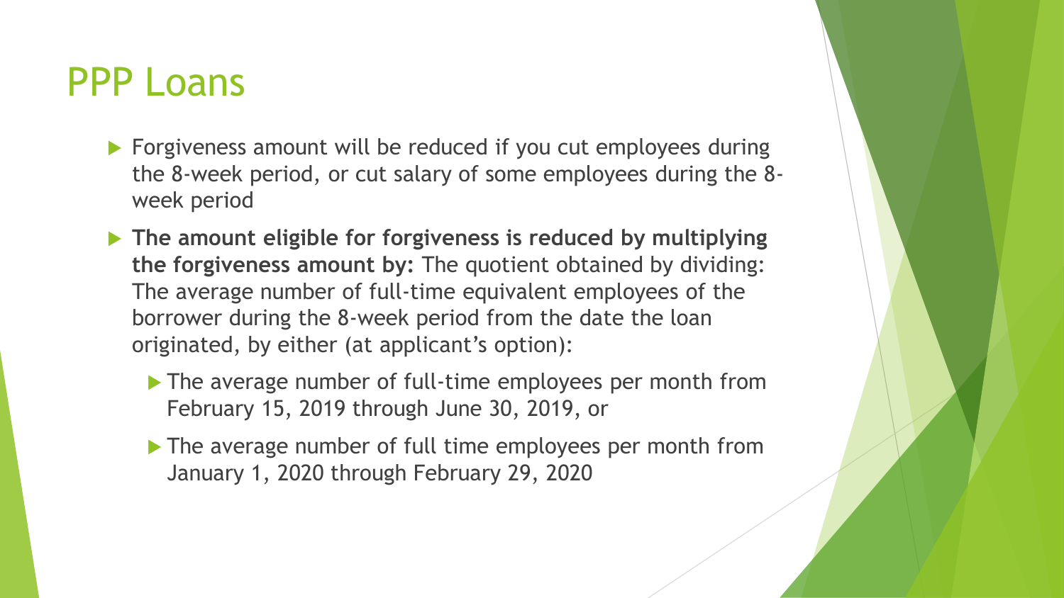# PPP Loans

- Forgiveness amount will be reduced if you cut employees during the 8-week period, or cut salary of some employees during the 8-week period
- **The amount eligible for forgiveness is reduced by multiplying the forgiveness amount by:** The quotient obtained by dividing: The average number of full-time equivalent employees of the borrower during the 8-week period from the date the loan originated, by either (at applicant's option):
  - The average number of full-time employees per month from February 15, 2019 through June 30, 2019, or
  - The average number of full time employees per month from January 1, 2020 through February 29, 2020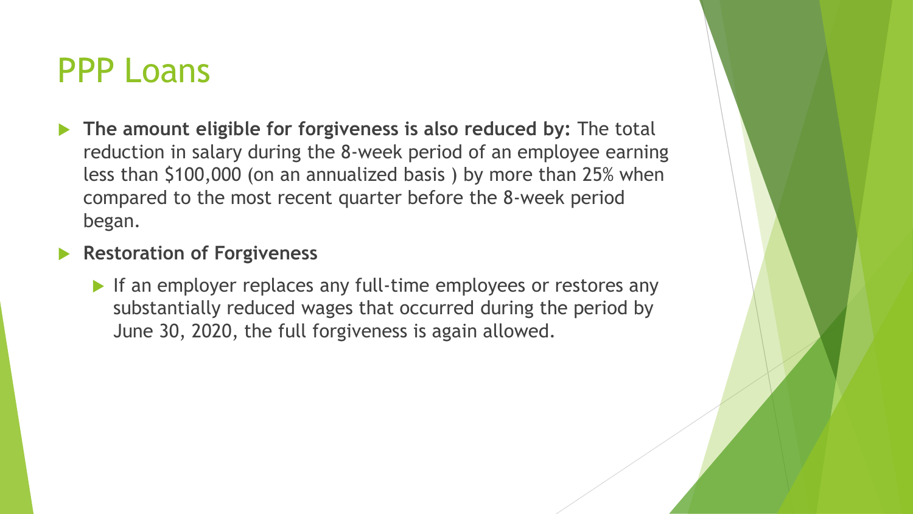# PPP Loans

- **The amount eligible for forgiveness is also reduced by:** The total reduction in salary during the 8-week period of an employee earning less than $100,000 (on an annualized basis ) by more than 25% when compared to the most recent quarter before the 8-week period began.
- **Restoration of Forgiveness**
  - If an employer replaces any full-time employees or restores any substantially reduced wages that occurred during the period by June 30, 2020, the full forgiveness is again allowed.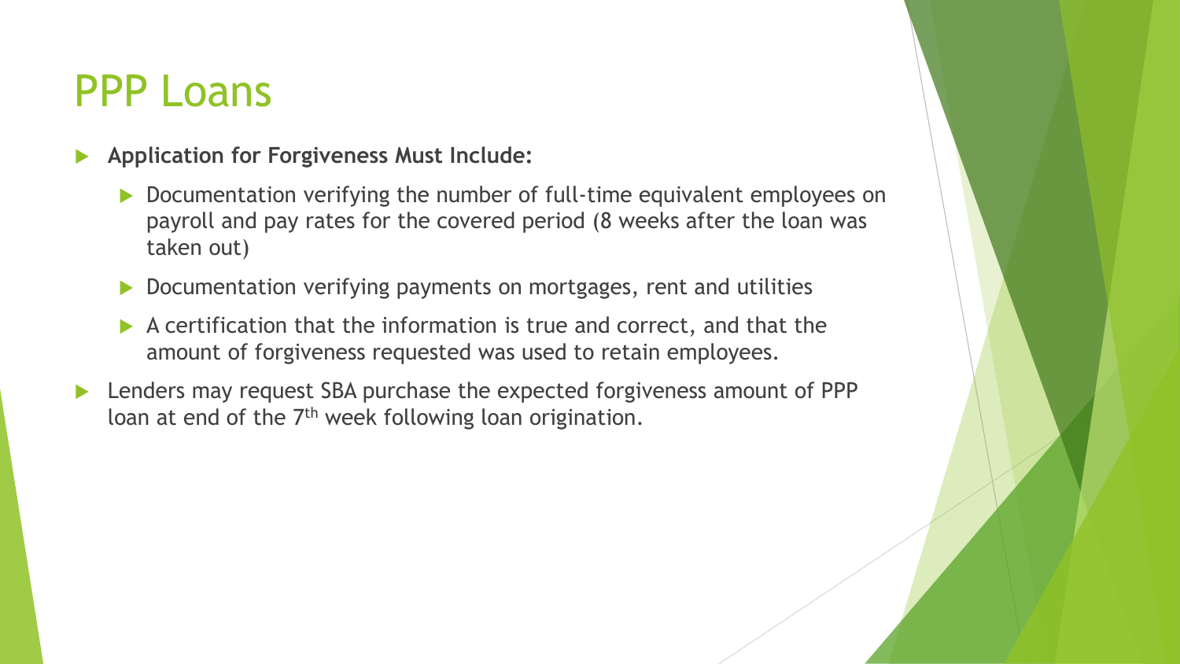# PPP Loans

- **Application for Forgiveness Must Include:**
  - Documentation verifying the number of full-time equivalent employees on payroll and pay rates for the covered period (8 weeks after the loan was taken out)
  - Documentation verifying payments on mortgages, rent and utilities
  - A certification that the information is true and correct, and that the amount of forgiveness requested was used to retain employees.
- Lenders may request SBA purchase the expected forgiveness amount of PPP loan at end of the 7th week following loan origination.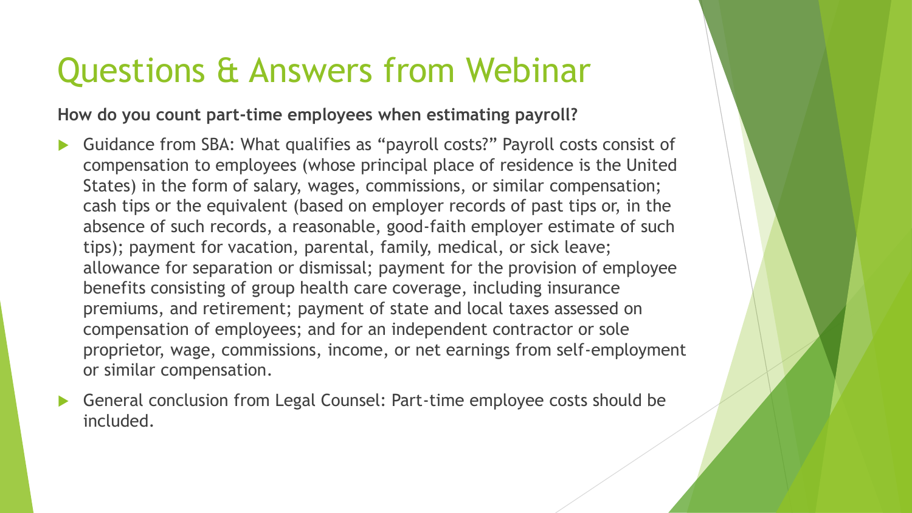# Questions & Answers from Webinar

**How do you count part-time employees when estimating payroll?**

- Guidance from SBA: What qualifies as "payroll costs?" Payroll costs consist of compensation to employees (whose principal place of residence is the United States) in the form of salary, wages, commissions, or similar compensation; cash tips or the equivalent (based on employer records of past tips or, in the absence of such records, a reasonable, good-faith employer estimate of such tips); payment for vacation, parental, family, medical, or sick leave; allowance for separation or dismissal; payment for the provision of employee benefits consisting of group health care coverage, including insurance premiums, and retirement; payment of state and local taxes assessed on compensation of employees; and for an independent contractor or sole proprietor, wage, commissions, income, or net earnings from self-employment or similar compensation.
- General conclusion from Legal Counsel: Part-time employee costs should be included.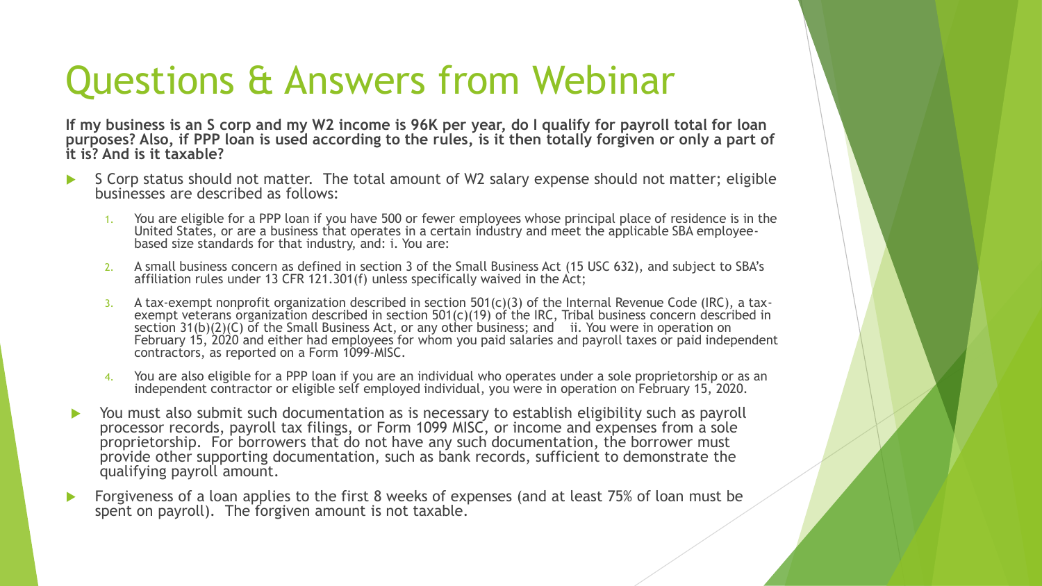# Questions & Answers from Webinar

**If my business is an S corp and my W2 income is 96K per year, do I qualify for payroll total for loan purposes? Also, if PPP loan is used according to the rules, is it then totally forgiven or only a part of it is? And is it taxable?**

- S Corp status should not matter. The total amount of W2 salary expense should not matter; eligible businesses are described as follows:
  1. You are eligible for a PPP loan if you have 500 or fewer employees whose principal place of residence is in the United States, or are a business that operates in a certain industry and meet the applicable SBA employee-based size standards for that industry, and: i. You are:
  2. A small business concern as defined in section 3 of the Small Business Act (15 USC 632), and subject to SBA's affiliation rules under 13 CFR 121.301(f) unless specifically waived in the Act;
  3. A tax-exempt nonprofit organization described in section 501(c)(3) of the Internal Revenue Code (IRC), a tax-exempt veterans organization described in section 501(c)(19) of the IRC, Tribal business concern described in section 31(b)(2)(C) of the Small Business Act, or any other business; and ii. You were in operation on February 15, 2020 and either had employees for whom you paid salaries and payroll taxes or paid independent contractors, as reported on a Form 1099-MISC.
  4. You are also eligible for a PPP loan if you are an individual who operates under a sole proprietorship or as an independent contractor or eligible self employed individual, you were in operation on February 15, 2020.
- You must also submit such documentation as is necessary to establish eligibility such as payroll processor records, payroll tax filings, or Form 1099 MISC, or income and expenses from a sole proprietorship. For borrowers that do not have any such documentation, the borrower must provide other supporting documentation, such as bank records, sufficient to demonstrate the qualifying payroll amount.
- Forgiveness of a loan applies to the first 8 weeks of expenses (and at least 75% of loan must be spent on payroll). The forgiven amount is not taxable.